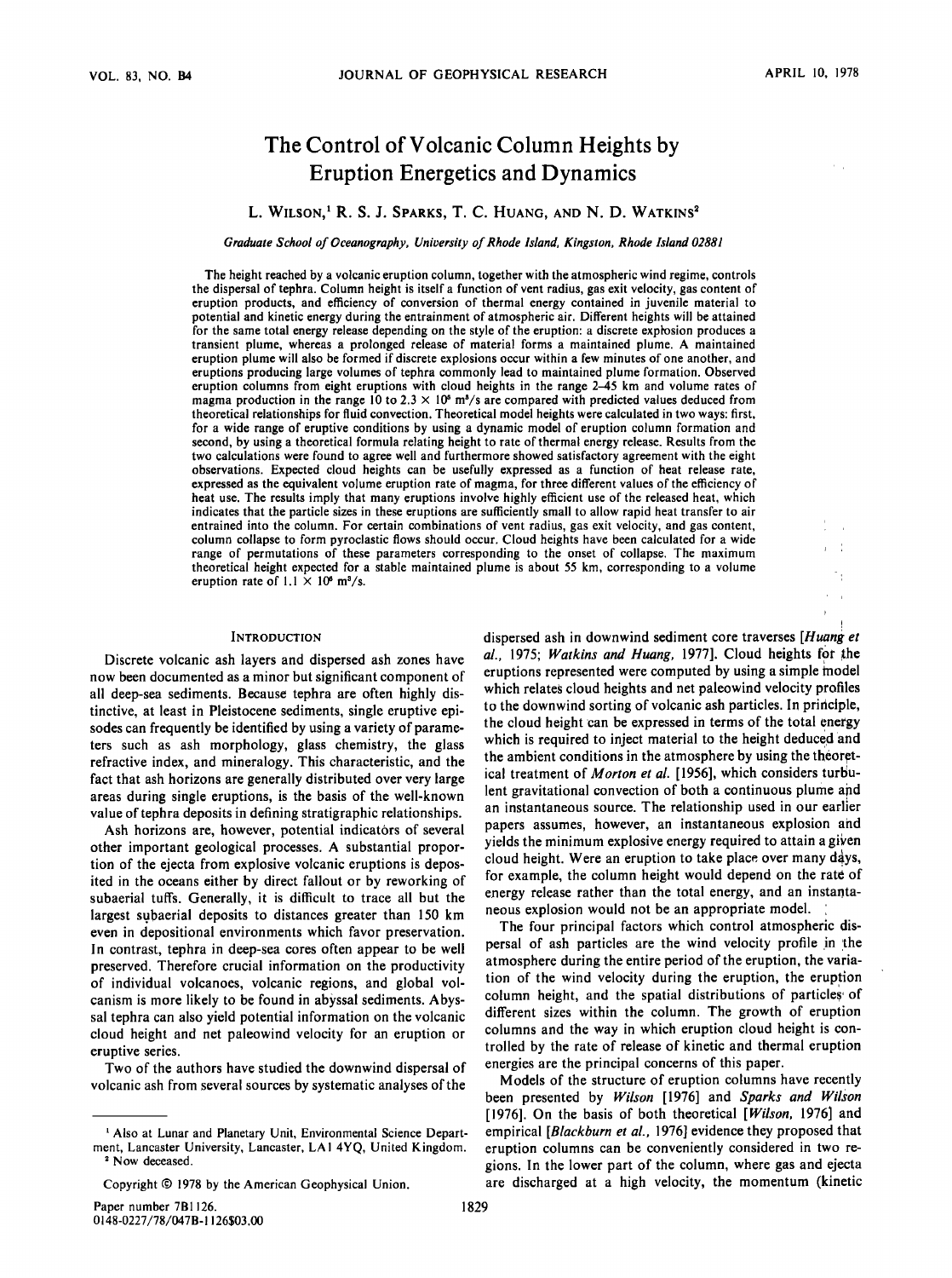# The Control of Volcanic Column Heights by Eruption Energetics and Dynamics

L. Wilson,[1] R. S. J. Sparks, T. C. Huang, and N. D. Watkins[2]

*Graduate School of Oceanography, University of Rhode Island, Kingston, Rhode Island 02881*

The height reached by a volcanic eruption column, together with the atmospheric wind regime, controls the dispersal of tephra. Column height is itself a function of vent radius, gas exit velocity, gas content of eruption products, and efficiency of conversion of thermal energy contained in juvenile material to potential and kinetic energy during the entrainment of atmospheric air. Different heights will be attained for the same total energy release depending on the style of the eruption: a discrete explosion produces a transient plume, whereas a prolonged release of material forms a maintained plume. A maintained eruption plume will also be formed if discrete explosions occur within a few minutes of one another, and eruptions producing large volumes of tephra commonly lead to maintained plume formation. Observed eruption columns from eight eruptions with cloud heights in the range 2–45 km and volume rates of magma production in the range 10 to $2.3 \times 10^5$ m$^3$/s are compared with predicted values deduced from theoretical relationships for fluid convection. Theoretical model heights were calculated in two ways: first, for a wide range of eruptive conditions by using a dynamic model of eruption column formation and second, by using a theoretical formula relating height to rate of thermal energy release. Results from the two calculations were found to agree well and furthermore showed satisfactory agreement with the eight observations. Expected cloud heights can be usefully expressed as a function of heat release rate, expressed as the equivalent volume eruption rate of magma, for three different values of the efficiency of heat use. The results imply that many eruptions involve highly efficient use of the released heat, which indicates that the particle sizes in these eruptions are sufficiently small to allow rapid heat transfer to air entrained into the column. For certain combinations of vent radius, gas exit velocity, and gas content, column collapse to form pyroclastic flows should occur. Cloud heights have been calculated for a wide range of permutations of these parameters corresponding to the onset of collapse. The maximum theoretical height expected for a stable maintained plume is about 55 km, corresponding to a volume eruption rate of $1.1 \times 10^6$ m$^3$/s.

## Introduction

Discrete volcanic ash layers and dispersed ash zones have now been documented as a minor but significant component of all deep-sea sediments. Because tephra are often highly distinctive, at least in Pleistocene sediments, single eruptive episodes can frequently be identified by using a variety of parameters such as ash morphology, glass chemistry, the glass refractive index, and mineralogy. This characteristic, and the fact that ash horizons are generally distributed over very large areas during single eruptions, is the basis of the well-known value of tephra deposits in defining stratigraphic relationships.

Ash horizons are, however, potential indicators of several other important geological processes. A substantial proportion of the ejecta from explosive volcanic eruptions is deposited in the oceans either by direct fallout or by reworking of subaerial tuffs. Generally, it is difficult to trace all but the largest subaerial deposits to distances greater than 150 km even in depositional environments which favor preservation. In contrast, tephra in deep-sea cores often appear to be well preserved. Therefore crucial information on the productivity of individual volcanoes, volcanic regions, and global volcanism is more likely to be found in abyssal sediments. Abyssal tephra can also yield potential information on the volcanic cloud height and net paleowind velocity for an eruption or eruptive series.

Two of the authors have studied the downwind dispersal of volcanic ash from several sources by systematic analyses of the dispersed ash in downwind sediment core traverses [*Huang et al.*, 1975; *Watkins and Huang*, 1977]. Cloud heights for the eruptions represented were computed by using a simple model which relates cloud heights and net paleowind velocity profiles to the downwind sorting of volcanic ash particles. In principle, the cloud height can be expressed in terms of the total energy which is required to inject material to the height deduced and the ambient conditions in the atmosphere by using the theoretical treatment of *Morton et al.* [1956], which considers turbulent gravitational convection of both a continuous plume and an instantaneous source. The relationship used in our earlier papers assumes, however, an instantaneous explosion and yields the minimum explosive energy required to attain a given cloud height. Were an eruption to take place over many days, for example, the column height would depend on the rate of energy release rather than the total energy, and an instantaneous explosion would not be an appropriate model.

The four principal factors which control atmospheric dispersal of ash particles are the wind velocity profile in the atmosphere during the entire period of the eruption, the variation of the wind velocity during the eruption, the eruption column height, and the spatial distributions of particles of different sizes within the column. The growth of eruption columns and the way in which eruption cloud height is controlled by the rate of release of kinetic and thermal eruption energies are the principal concerns of this paper.

Models of the structure of eruption columns have recently been presented by *Wilson* [1976] and *Sparks and Wilson* [1976]. On the basis of both theoretical [*Wilson*, 1976] and empirical [*Blackburn et al.*, 1976] evidence they proposed that eruption columns can be conveniently considered in two regions. In the lower part of the column, where gas and ejecta are discharged at a high velocity, the momentum (kinetic

---

[1] Also at Lunar and Planetary Unit, Environmental Science Department, Lancaster University, Lancaster, LA1 4YQ, United Kingdom.

[2] Now deceased.

Copyright © 1978 by the American Geophysical Union.

Paper number 7B1126.
0148-0227/78/047B-1126$03.00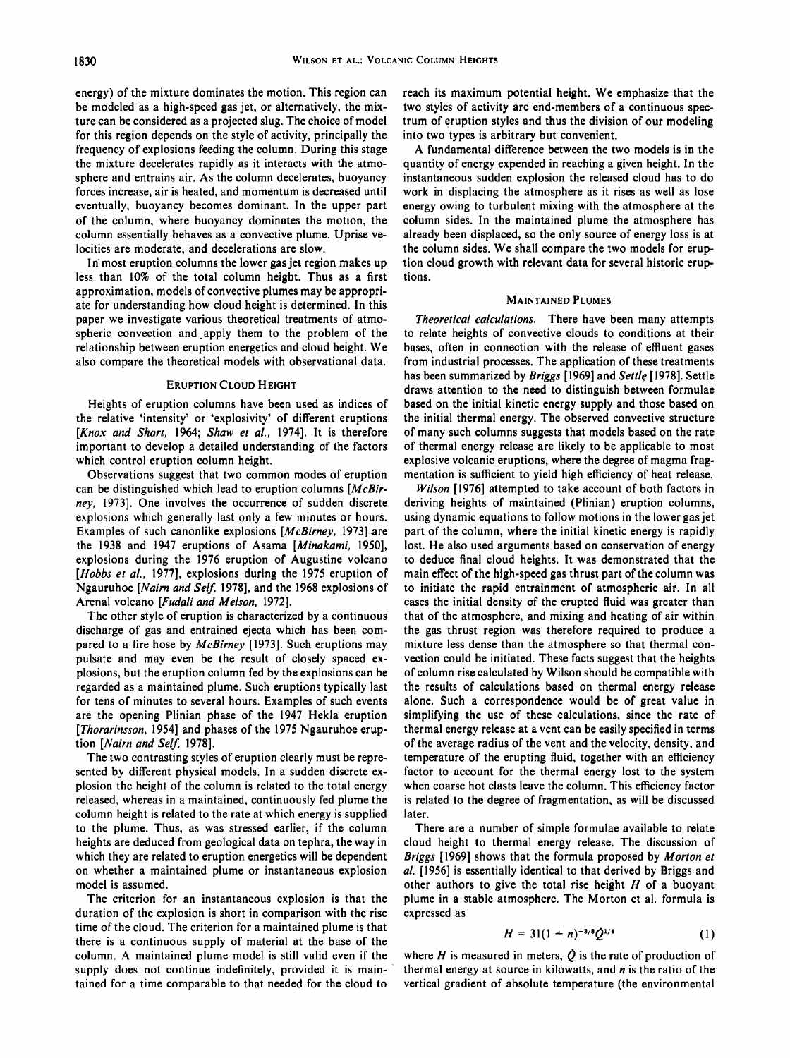energy) of the mixture dominates the motion. This region can be modeled as a high-speed gas jet, or alternatively, the mixture can be considered as a projected slug. The choice of model for this region depends on the style of activity, principally the frequency of explosions feeding the column. During this stage the mixture decelerates rapidly as it interacts with the atmosphere and entrains air. As the column decelerates, buoyancy forces increase, air is heated, and momentum is decreased until eventually, buoyancy becomes dominant. In the upper part of the column, where buoyancy dominates the motion, the column essentially behaves as a convective plume. Uprise velocities are moderate, and decelerations are slow.

In most eruption columns the lower gas jet region makes up less than 10% of the total column height. Thus as a first approximation, models of convective plumes may be appropriate for understanding how cloud height is determined. In this paper we investigate various theoretical treatments of atmospheric convection and apply them to the problem of the relationship between eruption energetics and cloud height. We also compare the theoretical models with observational data.

## Eruption Cloud Height

Heights of eruption columns have been used as indices of the relative 'intensity' or 'explosivity' of different eruptions [*Knox and Short*, 1964; *Shaw et al.*, 1974]. It is therefore important to develop a detailed understanding of the factors which control eruption column height.

Observations suggest that two common modes of eruption can be distinguished which lead to eruption columns [*McBirney*, 1973]. One involves the occurrence of sudden discrete explosions which generally last only a few minutes or hours. Examples of such canonlike explosions [*McBirney*, 1973] are the 1938 and 1947 eruptions of Asama [*Minakami*, 1950], explosions during the 1976 eruption of Augustine volcano [*Hobbs et al.*, 1977], explosions during the 1975 eruption of Ngauruhoe [*Nairn and Self*, 1978], and the 1968 explosions of Arenal volcano [*Fudali and Melson*, 1972].

The other style of eruption is characterized by a continuous discharge of gas and entrained ejecta which has been compared to a fire hose by *McBirney* [1973]. Such eruptions may pulsate and may even be the result of closely spaced explosions, but the eruption column fed by the explosions can be regarded as a maintained plume. Such eruptions typically last for tens of minutes to several hours. Examples of such events are the opening Plinian phase of the 1947 Hekla eruption [*Thorarinsson*, 1954] and phases of the 1975 Ngauruhoe eruption [*Nairn and Self*, 1978].

The two contrasting styles of eruption clearly must be represented by different physical models. In a sudden discrete explosion the height of the column is related to the total energy released, whereas in a maintained, continuously fed plume the column height is related to the rate at which energy is supplied to the plume. Thus, as was stressed earlier, if the column heights are deduced from geological data on tephra, the way in which they are related to eruption energetics will be dependent on whether a maintained plume or instantaneous explosion model is assumed.

The criterion for an instantaneous explosion is that the duration of the explosion is short in comparison with the rise time of the cloud. The criterion for a maintained plume is that there is a continuous supply of material at the base of the column. A maintained plume model is still valid even if the supply does not continue indefinitely, provided it is maintained for a time comparable to that needed for the cloud to reach its maximum potential height. We emphasize that the two styles of activity are end-members of a continuous spectrum of eruption styles and thus the division of our modeling into two types is arbitrary but convenient.

A fundamental difference between the two models is in the quantity of energy expended in reaching a given height. In the instantaneous sudden explosion the released cloud has to do work in displacing the atmosphere as it rises as well as lose energy owing to turbulent mixing with the atmosphere at the column sides. In the maintained plume the atmosphere has already been displaced, so the only source of energy loss is at the column sides. We shall compare the two models for eruption cloud growth with relevant data for several historic eruptions.

## Maintained Plumes

*Theoretical calculations.* There have been many attempts to relate heights of convective clouds to conditions at their bases, often in connection with the release of effluent gases from industrial processes. The application of these treatments has been summarized by *Briggs* [1969] and *Settle* [1978]. Settle draws attention to the need to distinguish between formulae based on the initial kinetic energy supply and those based on the initial thermal energy. The observed convective structure of many such columns suggests that models based on the rate of thermal energy release are likely to be applicable to most explosive volcanic eruptions, where the degree of magma fragmentation is sufficient to yield high efficiency of heat release.

*Wilson* [1976] attempted to take account of both factors in deriving heights of maintained (Plinian) eruption columns, using dynamic equations to follow motions in the lower gas jet part of the column, where the initial kinetic energy is rapidly lost. He also used arguments based on conservation of energy to deduce final cloud heights. It was demonstrated that the main effect of the high-speed gas thrust part of the column was to initiate the rapid entrainment of atmospheric air. In all cases the initial density of the erupted fluid was greater than that of the atmosphere, and mixing and heating of air within the gas thrust region was therefore required to produce a mixture less dense than the atmosphere so that thermal convection could be initiated. These facts suggest that the heights of column rise calculated by Wilson should be compatible with the results of calculations based on thermal energy release alone. Such a correspondence would be of great value in simplifying the use of these calculations, since the rate of thermal energy release at a vent can be easily specified in terms of the average radius of the vent and the velocity, density, and temperature of the erupting fluid, together with an efficiency factor to account for the thermal energy lost to the system when coarse hot clasts leave the column. This efficiency factor is related to the degree of fragmentation, as will be discussed later.

There are a number of simple formulae available to relate cloud height to thermal energy release. The discussion of *Briggs* [1969] shows that the formula proposed by *Morton et al.* [1956] is essentially identical to that derived by Briggs and other authors to give the total rise height $H$ of a buoyant plume in a stable atmosphere. The Morton et al. formula is expressed as

$$H = 31(1 + n)^{-3/8}\dot{Q}^{1/4} \qquad (1)$$

where $H$ is measured in meters, $\dot{Q}$ is the rate of production of thermal energy at source in kilowatts, and $n$ is the ratio of the vertical gradient of absolute temperature (the environmental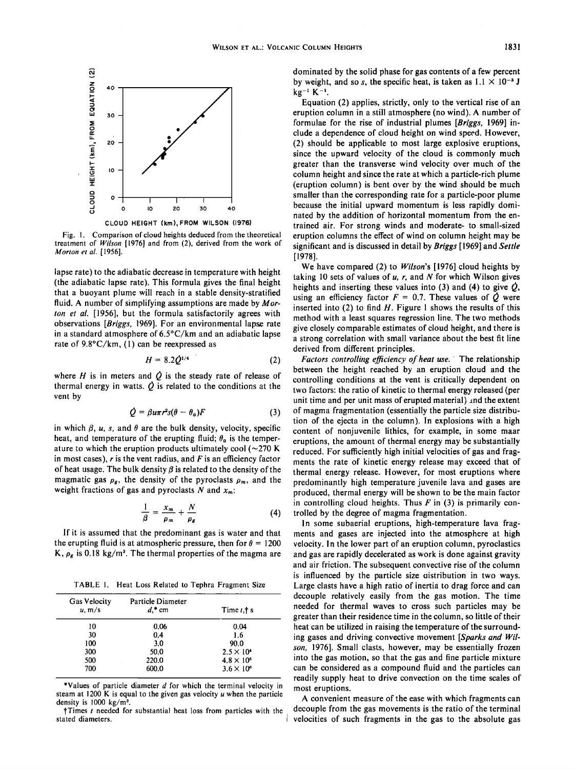CLOUD HEIGHT (km), FROM EQUATION (2)

CLOUD HEIGHT (km), FROM WILSON (1976)

Fig. 1. Comparison of cloud heights deduced from the theoretical treatment of *Wilson* [1976] and from (2), derived from the work of *Morton et al.* [1956].

lapse rate) to the adiabatic decrease in temperature with height (the adiabatic lapse rate). This formula gives the final height that a buoyant plume will reach in a stable density-stratified fluid. A number of simplifying assumptions are made by *Morton et al.* [1956], but the formula satisfactorily agrees with observations [*Briggs*, 1969]. For an environmental lapse rate in a standard atmosphere of 6.5°C/km and an adiabatic lapse rate of 9.8°C/km, (1) can be reexpressed as

$$H = 8.2\dot{Q}^{1/4} \tag{2}$$

where $H$ is in meters and $\dot{Q}$ is the steady rate of release of thermal energy in watts. $\dot{Q}$ is related to the conditions at the vent by

$$\dot{Q} = \beta u \pi r^2 s(\theta - \theta_a)F \tag{3}$$

in which $\beta$, $u$, $s$, and $\theta$ are the bulk density, velocity, specific heat, and temperature of the erupting fluid; $\theta_a$ is the temperature to which the eruption products ultimately cool (~270 K in most cases), $r$ is the vent radius, and $F$ is an efficiency factor of heat usage. The bulk density $\beta$ is related to the density of the magmatic gas $\rho_g$, the density of the pyroclasts $\rho_m$, and the weight fractions of gas and pyroclasts $N$ and $x_m$:

$$\frac{1}{\beta} = \frac{x_m}{\rho_m} + \frac{N}{\rho_g} \tag{4}$$

If it is assumed that the predominant gas is water and that the erupting fluid is at atmospheric pressure, then for $\theta$ = 1200 K, $\rho_g$ is 0.18 kg/m³. The thermal properties of the magma are

TABLE 1. Heat Loss Related to Tephra Fragment Size

| Gas Velocity $u$, m/s | Particle Diameter $d$,* cm | Time $t$,† s |
|---|---|---|
| 10 | 0.06 | 0.04 |
| 30 | 0.4 | 1.6 |
| 100 | 3.0 | 90.0 |
| 300 | 50.0 | $2.5 \times 10^4$ |
| 500 | 220.0 | $4.8 \times 10^5$ |
| 700 | 600.0 | $3.6 \times 10^6$ |

*Values of particle diameter $d$ for which the terminal velocity in steam at 1200 K is equal to the given gas velocity $u$ when the particle density is 1000 kg/m³.

†Times $t$ needed for substantial heat loss from particles with the stated diameters.

dominated by the solid phase for gas contents of a few percent by weight, and so $s$, the specific heat, is taken as $1.1 \times 10^{-3}$ J kg$^{-1}$ K$^{-1}$.

Equation (2) applies, strictly, only to the vertical rise of an eruption column in a still atmosphere (no wind). A number of formulae for the rise of industrial plumes [*Briggs*, 1969] include a dependence of cloud height on wind speed. However, (2) should be applicable to most large explosive eruptions, since the upward velocity of the cloud is commonly much greater than the transverse wind velocity over much of the column height and since the rate at which a particle-rich plume (eruption column) is bent over by the wind should be much smaller than the corresponding rate for a particle-poor plume because the initial upward momentum is less rapidly dominated by the addition of horizontal momentum from the entrained air. For strong winds and moderate- to small-sized eruption columns the effect of wind on column height may be significant and is discussed in detail by *Briggs* [1969] and *Settle* [1978].

We have compared (2) to *Wilson*'s [1976] cloud heights by taking 10 sets of values of $u$, $r$, and $N$ for which Wilson gives heights and inserting these values into (3) and (4) to give $\dot{Q}$, using an efficiency factor $F$ = 0.7. These values of $\dot{Q}$ were inserted into (2) to find $H$. Figure 1 shows the results of this method with a least squares regression line. The two methods give closely comparable estimates of cloud height, and there is a strong correlation with small variance about the best fit line derived from different principles.

*Factors controlling efficiency of heat use.* The relationship between the height reached by an eruption cloud and the controlling conditions at the vent is critically dependent on two factors: the ratio of kinetic to thermal energy released (per unit time and per unit mass of erupted material) and the extent of magma fragmentation (essentially the particle size distribution of the ejecta in the column). In explosions with a high content of nonjuvenile lithics, for example, in some maar eruptions, the amount of thermal energy may be substantially reduced. For sufficiently high initial velocities of gas and fragments the rate of kinetic energy release may exceed that of thermal energy release. However, for most eruptions where predominantly high temperature juvenile lava and gases are produced, thermal energy will be shown to be the main factor in controlling cloud heights. Thus $F$ in (3) is primarily controlled by the degree of magma fragmentation.

In some subaerial eruptions, high-temperature lava fragments and gases are injected into the atmosphere at high velocity. In the lower part of an eruption column, pyroclastics and gas are rapidly decelerated as work is done against gravity and air friction. The subsequent convective rise of the column is influenced by the particle size distribution in two ways. Large clasts have a high ratio of inertia to drag force and can decouple relatively easily from the gas motion. The time needed for thermal waves to cross such particles may be greater than their residence time in the column, so little of their heat can be utilized in raising the temperature of the surrounding gases and driving convective movement [*Sparks and Wilson*, 1976]. Small clasts, however, may be essentially frozen into the gas motion, so that the gas and fine particle mixture can be considered as a compound fluid and the particles can readily supply heat to drive convection on the time scales of most eruptions.

A convenient measure of the ease with which fragments can decouple from the gas movements is the ratio of the terminal velocities of such fragments in the gas to the absolute gas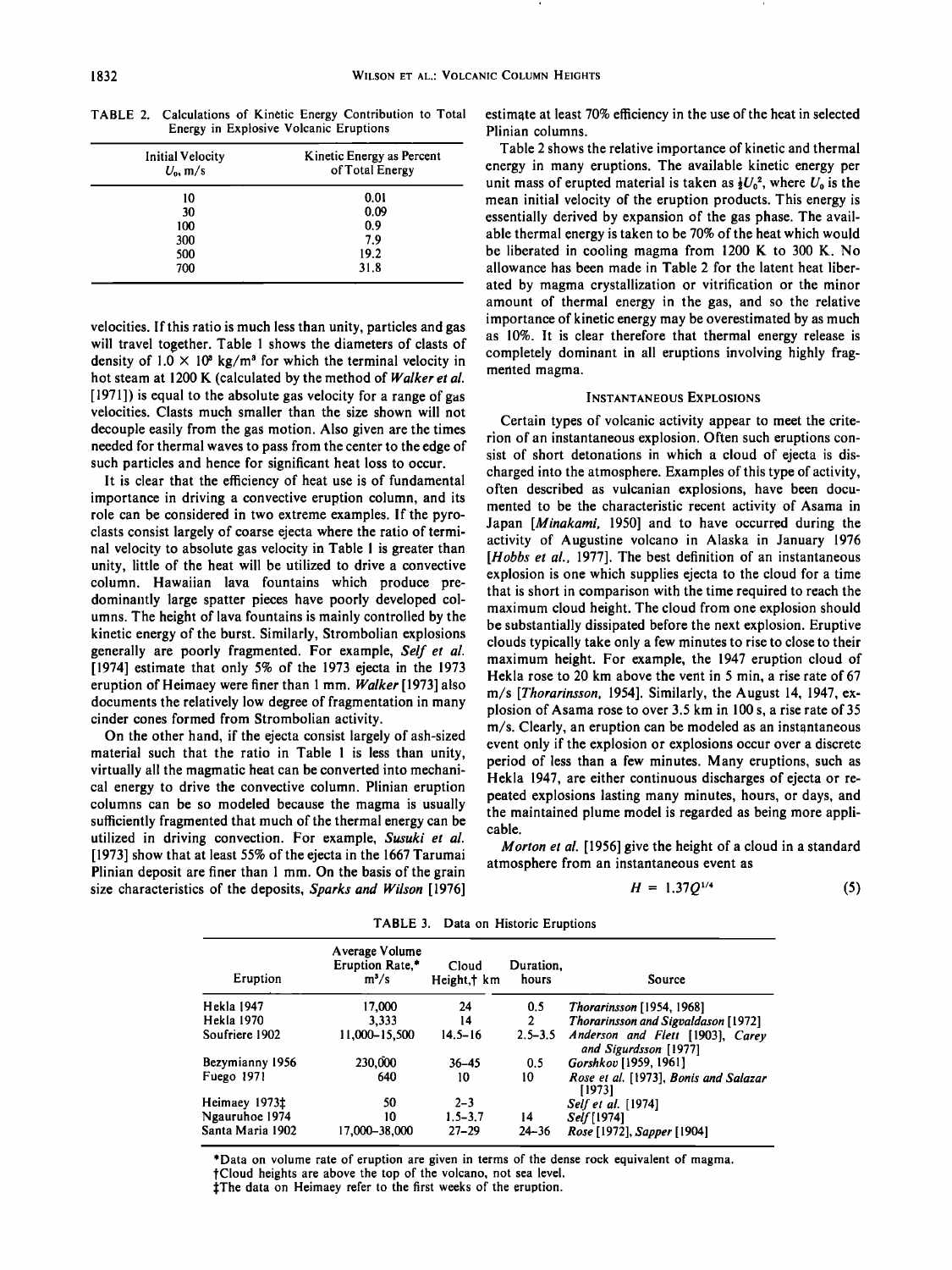TABLE 2. Calculations of Kinetic Energy Contribution to Total Energy in Explosive Volcanic Eruptions

| Initial Velocity $U_0$, m/s | Kinetic Energy as Percent of Total Energy |
|---|---|
| 10 | 0.01 |
| 30 | 0.09 |
| 100 | 0.9 |
| 300 | 7.9 |
| 500 | 19.2 |
| 700 | 31.8 |

velocities. If this ratio is much less than unity, particles and gas will travel together. Table 1 shows the diameters of clasts of density of $1.0 \times 10^3$ kg/m³ for which the terminal velocity in hot steam at 1200 K (calculated by the method of *Walker et al.* [1971]) is equal to the absolute gas velocity for a range of gas velocities. Clasts much smaller than the size shown will not decouple easily from the gas motion. Also given are the times needed for thermal waves to pass from the center to the edge of such particles and hence for significant heat loss to occur.

It is clear that the efficiency of heat use is of fundamental importance in driving a convective eruption column, and its role can be considered in two extreme examples. If the pyroclasts consist largely of coarse ejecta where the ratio of terminal velocity to absolute gas velocity in Table 1 is greater than unity, little of the heat will be utilized to drive a convective column. Hawaiian lava fountains which produce predominantly large spatter pieces have poorly developed columns. The height of lava fountains is mainly controlled by the kinetic energy of the burst. Similarly, Strombolian explosions generally are poorly fragmented. For example, *Self et al.* [1974] estimate that only 5% of the 1973 ejecta in the 1973 eruption of Heimaey were finer than 1 mm. *Walker* [1973] also documents the relatively low degree of fragmentation in many cinder cones formed from Strombolian activity.

On the other hand, if the ejecta consist largely of ash-sized material such that the ratio in Table 1 is less than unity, virtually all the magmatic heat can be converted into mechanical energy to drive the convective column. Plinian eruption columns can be so modeled because the magma is usually sufficiently fragmented that much of the thermal energy can be utilized in driving convection. For example, *Susuki et al.* [1973] show that at least 55% of the ejecta in the 1667 Tarumai Plinian deposit are finer than 1 mm. On the basis of the grain size characteristics of the deposits, *Sparks and Wilson* [1976] estimate at least 70% efficiency in the use of the heat in selected Plinian columns.

Table 2 shows the relative importance of kinetic and thermal energy in many eruptions. The available kinetic energy per unit mass of erupted material is taken as $\frac{1}{2}U_0^2$, where $U_0$ is the mean initial velocity of the eruption products. This energy is essentially derived by expansion of the gas phase. The available thermal energy is taken to be 70% of the heat which would be liberated in cooling magma from 1200 K to 300 K. No allowance has been made in Table 2 for the latent heat liberated by magma crystallization or vitrification or the minor amount of thermal energy in the gas, and so the relative importance of kinetic energy may be overestimated by as much as 10%. It is clear therefore that thermal energy release is completely dominant in all eruptions involving highly fragmented magma.

## Instantaneous Explosions

Certain types of volcanic activity appear to meet the criterion of an instantaneous explosion. Often such eruptions consist of short detonations in which a cloud of ejecta is discharged into the atmosphere. Examples of this type of activity, often described as vulcanian explosions, have been documented to be the characteristic recent activity of Asama in Japan [*Minakami*, 1950] and to have occurred during the activity of Augustine volcano in Alaska in January 1976 [*Hobbs et al.*, 1977]. The best definition of an instantaneous explosion is one which supplies ejecta to the cloud for a time that is short in comparison with the time required to reach the maximum cloud height. The cloud from one explosion should be substantially dissipated before the next explosion. Eruptive clouds typically take only a few minutes to rise to close to their maximum height. For example, the 1947 eruption cloud of Hekla rose to 20 km above the vent in 5 min, a rise rate of 67 m/s [*Thorarinsson*, 1954]. Similarly, the August 14, 1947, explosion of Asama rose to over 3.5 km in 100 s, a rise rate of 35 m/s. Clearly, an eruption can be modeled as an instantaneous event only if the explosion or explosions occur over a discrete period of less than a few minutes. Many eruptions, such as Hekla 1947, are either continuous discharges of ejecta or repeated explosions lasting many minutes, hours, or days, and the maintained plume model is regarded as being more applicable.

*Morton et al.* [1956] give the height of a cloud in a standard atmosphere from an instantaneous event as

$$H = 1.37Q^{1/4} \tag{5}$$

TABLE 3. Data on Historic Eruptions

| Eruption | Average Volume Eruption Rate,* m³/s | Cloud Height,† km | Duration, hours | Source |
|---|---|---|---|---|
| Hekla 1947 | 17,000 | 24 | 0.5 | *Thorarinsson* [1954, 1968] |
| Hekla 1970 | 3,333 | 14 | 2 | *Thorarinsson and Sigvaldason* [1972] |
| Soufriere 1902 | 11,000–15,500 | 14.5–16 | 2.5–3.5 | *Anderson and Flett* [1903], *Carey and Sigurdsson* [1977] |
| Bezymianny 1956 | 230,000 | 36–45 | 0.5 | *Gorshkov* [1959, 1961] |
| Fuego 1971 | 640 | 10 | 10 | *Rose et al.* [1973], *Bonis and Salazar* [1973] |
| Heimaey 1973‡ | 50 | 2–3 | | *Self et al.* [1974] |
| Ngauruhoe 1974 | 10 | 1.5–3.7 | 14 | *Self* [1974] |
| Santa Maria 1902 | 17,000–38,000 | 27–29 | 24–36 | *Rose* [1972], *Sapper* [1904] |

*Data on volume rate of eruption are given in terms of the dense rock equivalent of magma.

†Cloud heights are above the top of the volcano, not sea level.

‡The data on Heimaey refer to the first weeks of the eruption.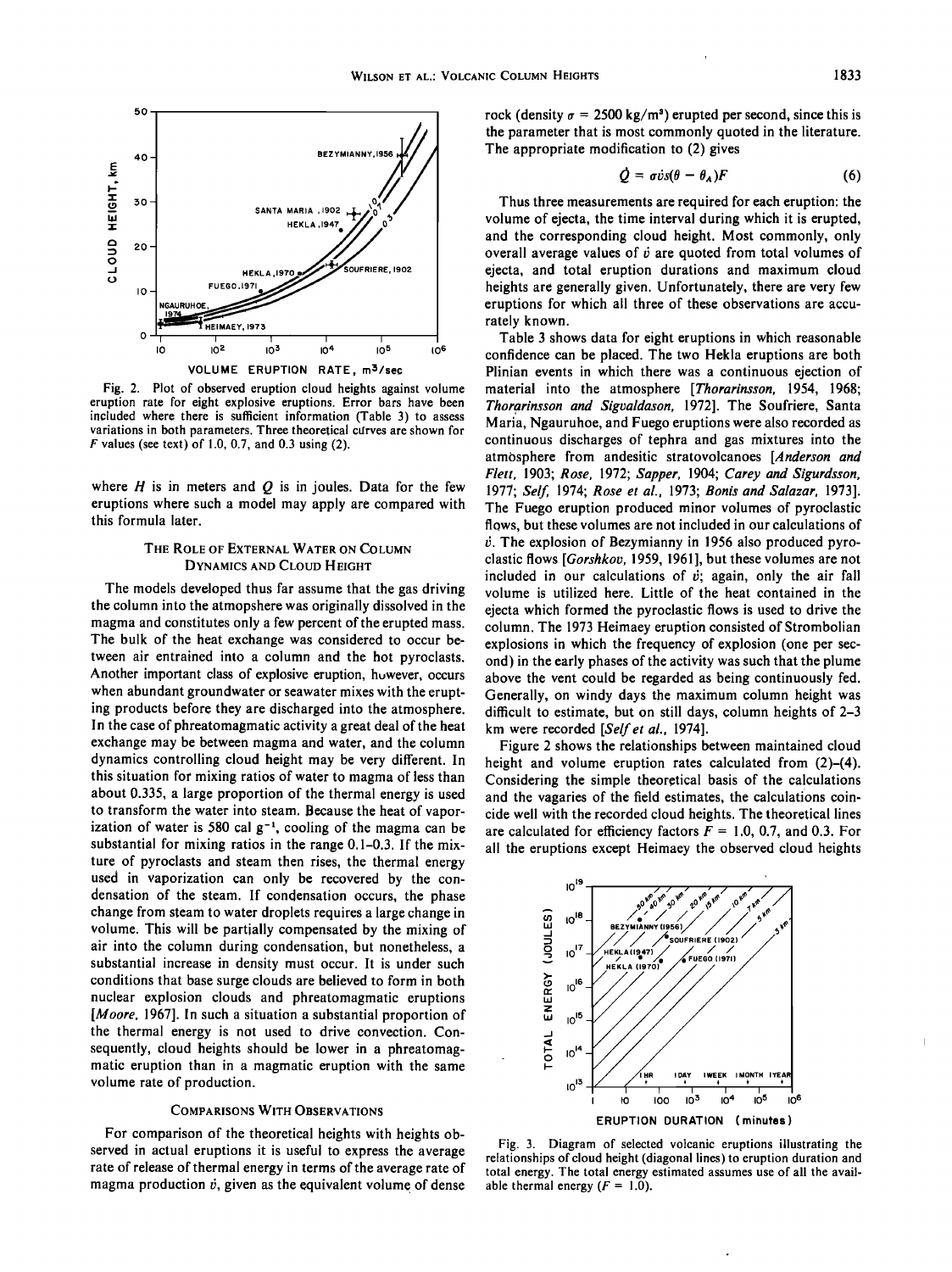Fig. 2. Plot of observed eruption cloud heights against volume eruption rate for eight explosive eruptions. Error bars have been included where there is sufficient information (Table 3) to assess variations in both parameters. Three theoretical curves are shown for $F$ values (see text) of 1.0, 0.7, and 0.3 using (2).

where $H$ is in meters and $Q$ is in joules. Data for the few eruptions where such a model may apply are compared with this formula later.

## The Role of External Water on Column Dynamics and Cloud Height

The models developed thus far assume that the gas driving the column into the atmopsphere was originally dissolved in the magma and constitutes only a few percent of the erupted mass. The bulk of the heat exchange was considered to occur between air entrained into a column and the hot pyroclasts. Another important class of explosive eruption, however, occurs when abundant groundwater or seawater mixes with the erupting products before they are discharged into the atmosphere. In the case of phreatomagmatic activity a great deal of the heat exchange may be between magma and water, and the column dynamics controlling cloud height may be very different. In this situation for mixing ratios of water to magma of less than about 0.335, a large proportion of the thermal energy is used to transform the water into steam. Because the heat of vaporization of water is 580 cal g$^{-1}$, cooling of the magma can be substantial for mixing ratios in the range 0.1–0.3. If the mixture of pyroclasts and steam then rises, the thermal energy used in vaporization can only be recovered by the condensation of the steam. If condensation occurs, the phase change from steam to water droplets requires a large change in volume. This will be partially compensated by the mixing of air into the column during condensation, but nonetheless, a substantial increase in density must occur. It is under such conditions that base surge clouds are believed to form in both nuclear explosion clouds and phreatomagmatic eruptions [*Moore*, 1967]. In such a situation a substantial proportion of the thermal energy is not used to drive convection. Consequently, cloud heights should be lower in a phreatomagmatic eruption than in a magmatic eruption with the same volume rate of production.

## Comparisons With Observations

For comparison of the theoretical heights with heights observed in actual eruptions it is useful to express the average rate of release of thermal energy in terms of the average rate of magma production $\dot{v}$, given as the equivalent volume of dense rock (density $\sigma = 2500$ kg/m$^3$) erupted per second, since this is the parameter that is most commonly quoted in the literature. The appropriate modification to (2) gives

$$\dot{Q} = \sigma \dot{v} s(\theta - \theta_A)F \quad (6)$$

Thus three measurements are required for each eruption: the volume of ejecta, the time interval during which it is erupted, and the corresponding cloud height. Most commonly, only overall average values of $\dot{v}$ are quoted from total volumes of ejecta, and total eruption durations and maximum cloud heights are generally given. Unfortunately, there are very few eruptions for which all three of these observations are accurately known.

Table 3 shows data for eight eruptions in which reasonable confidence can be placed. The two Hekla eruptions are both Plinian events in which there was a continuous ejection of material into the atmosphere [*Thorarinsson*, 1954, 1968; *Thorarinsson and Sigvaldason*, 1972]. The Soufriere, Santa Maria, Ngauruhoe, and Fuego eruptions were also recorded as continuous discharges of tephra and gas mixtures into the atmosphere from andesitic stratovolcanoes [*Anderson and Flett*, 1903; *Rose*, 1972; *Sapper*, 1904; *Carey and Sigurdsson*, 1977; *Self*, 1974; *Rose et al.*, 1973; *Bonis and Salazar*, 1973]. The Fuego eruption produced minor volumes of pyroclastic flows, but these volumes are not included in our calculations of $\dot{v}$. The explosion of Bezymianny in 1956 also produced pyroclastic flows [*Gorshkov*, 1959, 1961], but these volumes are not included in our calculations of $\dot{v}$; again, only the air fall volume is utilized here. Little of the heat contained in the ejecta which formed the pyroclastic flows is used to drive the column. The 1973 Heimaey eruption consisted of Strombolian explosions in which the frequency of explosion (one per second) in the early phases of the activity was such that the plume above the vent could be regarded as being continuously fed. Generally, on windy days the maximum column height was difficult to estimate, but on still days, column heights of 2–3 km were recorded [*Self et al.*, 1974].

Figure 2 shows the relationships between maintained cloud height and volume eruption rates calculated from (2)–(4). Considering the simple theoretical basis of the calculations and the vagaries of the field estimates, the calculations coincide well with the recorded cloud heights. The theoretical lines are calculated for efficiency factors $F = 1.0$, 0.7, and 0.3. For all the eruptions except Heimaey the observed cloud heights

Fig. 3. Diagram of selected volcanic eruptions illustrating the relationships of cloud height (diagonal lines) to eruption duration and total energy. The total energy estimated assumes use of all the available thermal energy ($F = 1.0$).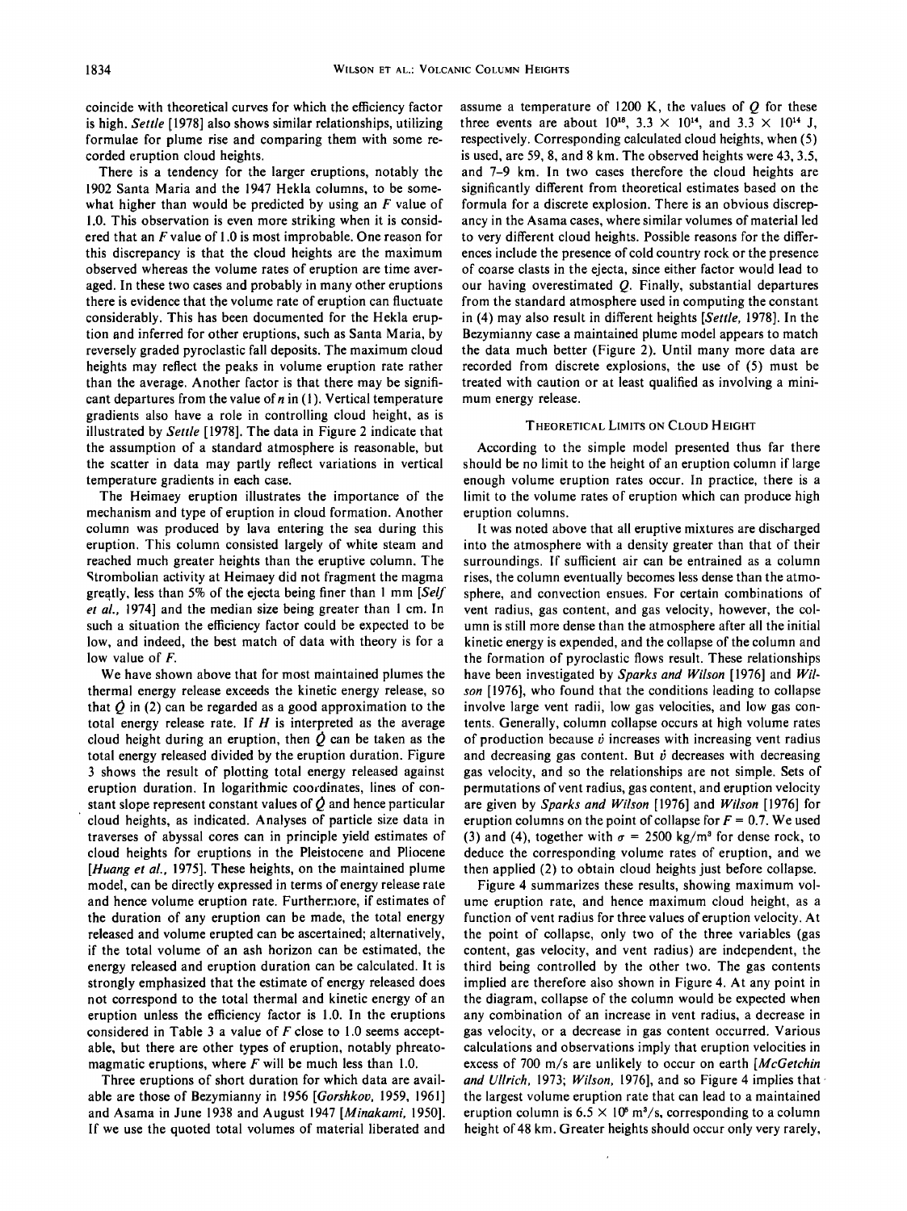coincide with theoretical curves for which the efficiency factor is high. *Settle* [1978] also shows similar relationships, utilizing formulae for plume rise and comparing them with some recorded eruption cloud heights.

There is a tendency for the larger eruptions, notably the 1902 Santa Maria and the 1947 Hekla columns, to be somewhat higher than would be predicted by using an $F$ value of 1.0. This observation is even more striking when it is considered that an $F$ value of 1.0 is most improbable. One reason for this discrepancy is that the cloud heights are the maximum observed whereas the volume rates of eruption are time averaged. In these two cases and probably in many other eruptions there is evidence that the volume rate of eruption can fluctuate considerably. This has been documented for the Hekla eruption and inferred for other eruptions, such as Santa Maria, by reversely graded pyroclastic fall deposits. The maximum cloud heights may reflect the peaks in volume eruption rate rather than the average. Another factor is that there may be significant departures from the value of $n$ in (1). Vertical temperature gradients also have a role in controlling cloud height, as is illustrated by *Settle* [1978]. The data in Figure 2 indicate that the assumption of a standard atmosphere is reasonable, but the scatter in data may partly reflect variations in vertical temperature gradients in each case.

The Heimaey eruption illustrates the importance of the mechanism and type of eruption in cloud formation. Another column was produced by lava entering the sea during this eruption. This column consisted largely of white steam and reached much greater heights than the eruptive column. The Strombolian activity at Heimaey did not fragment the magma greatly, less than 5% of the ejecta being finer than 1 mm [*Self et al.*, 1974] and the median size being greater than 1 cm. In such a situation the efficiency factor could be expected to be low, and indeed, the best match of data with theory is for a low value of $F$.

We have shown above that for most maintained plumes the thermal energy release exceeds the kinetic energy release, so that $\dot{Q}$ in (2) can be regarded as a good approximation to the total energy release rate. If $H$ is interpreted as the average cloud height during an eruption, then $\dot{Q}$ can be taken as the total energy released divided by the eruption duration. Figure 3 shows the result of plotting total energy released against eruption duration. In logarithmic coordinates, lines of constant slope represent constant values of $\dot{Q}$ and hence particular cloud heights, as indicated. Analyses of particle size data in traverses of abyssal cores can in principle yield estimates of cloud heights for eruptions in the Pleistocene and Pliocene [*Huang et al.*, 1975]. These heights, on the maintained plume model, can be directly expressed in terms of energy release rate and hence volume eruption rate. Furthermore, if estimates of the duration of any eruption can be made, the total energy released and volume erupted can be ascertained; alternatively, if the total volume of an ash horizon can be estimated, the energy released and eruption duration can be calculated. It is strongly emphasized that the estimate of energy released does not correspond to the total thermal and kinetic energy of an eruption unless the efficiency factor is 1.0. In the eruptions considered in Table 3 a value of $F$ close to 1.0 seems acceptable, but there are other types of eruption, notably phreatomagmatic eruptions, where $F$ will be much less than 1.0.

Three eruptions of short duration for which data are available are those of Bezymianny in 1956 [*Gorshkov*, 1959, 1961] and Asama in June 1938 and August 1947 [*Minakami*, 1950]. If we use the quoted total volumes of material liberated and assume a temperature of 1200 K, the values of $Q$ for these three events are about $10^{18}$, $3.3 \times 10^{14}$, and $3.3 \times 10^{14}$ J, respectively. Corresponding calculated cloud heights, when (5) is used, are 59, 8, and 8 km. The observed heights were 43, 3.5, and 7–9 km. In two cases therefore the cloud heights are significantly different from theoretical estimates based on the formula for a discrete explosion. There is an obvious discrepancy in the Asama cases, where similar volumes of material led to very different cloud heights. Possible reasons for the differences include the presence of cold country rock or the presence of coarse clasts in the ejecta, since either factor would lead to our having overestimated $Q$. Finally, substantial departures from the standard atmosphere used in computing the constant in (4) may also result in different heights [*Settle*, 1978]. In the Bezymianny case a maintained plume model appears to match the data much better (Figure 2). Until many more data are recorded from discrete explosions, the use of (5) must be treated with caution or at least qualified as involving a minimum energy release.

## Theoretical Limits on Cloud Height

According to the simple model presented thus far there should be no limit to the height of an eruption column if large enough volume eruption rates occur. In practice, there is a limit to the volume rates of eruption which can produce high eruption columns.

It was noted above that all eruptive mixtures are discharged into the atmosphere with a density greater than that of their surroundings. If sufficient air can be entrained as a column rises, the column eventually becomes less dense than the atmosphere, and convection ensues. For certain combinations of vent radius, gas content, and gas velocity, however, the column is still more dense than the atmosphere after all the initial kinetic energy is expended, and the collapse of the column and the formation of pyroclastic flows result. These relationships have been investigated by *Sparks and Wilson* [1976] and *Wilson* [1976], who found that the conditions leading to collapse involve large vent radii, low gas velocities, and low gas contents. Generally, column collapse occurs at high volume rates of production because $\dot{v}$ increases with increasing vent radius and decreasing gas content. But $\dot{v}$ decreases with decreasing gas velocity, and so the relationships are not simple. Sets of permutations of vent radius, gas content, and eruption velocity are given by *Sparks and Wilson* [1976] and *Wilson* [1976] for eruption columns on the point of collapse for $F = 0.7$. We used (3) and (4), together with $\sigma = 2500$ kg/m$^3$ for dense rock, to deduce the corresponding volume rates of eruption, and we then applied (2) to obtain cloud heights just before collapse.

Figure 4 summarizes these results, showing maximum volume eruption rate, and hence maximum cloud height, as a function of vent radius for three values of eruption velocity. At the point of collapse, only two of the three variables (gas content, gas velocity, and vent radius) are independent, the third being controlled by the other two. The gas contents implied are therefore also shown in Figure 4. At any point in the diagram, collapse of the column would be expected when any combination of an increase in vent radius, a decrease in gas velocity, or a decrease in gas content occurred. Various calculations and observations imply that eruption velocities in excess of 700 m/s are unlikely to occur on earth [*McGetchin and Ullrich*, 1973; *Wilson*, 1976], and so Figure 4 implies that the largest volume eruption rate that can lead to a maintained eruption column is $6.5 \times 10^5$ m$^3$/s, corresponding to a column height of 48 km. Greater heights should occur only very rarely,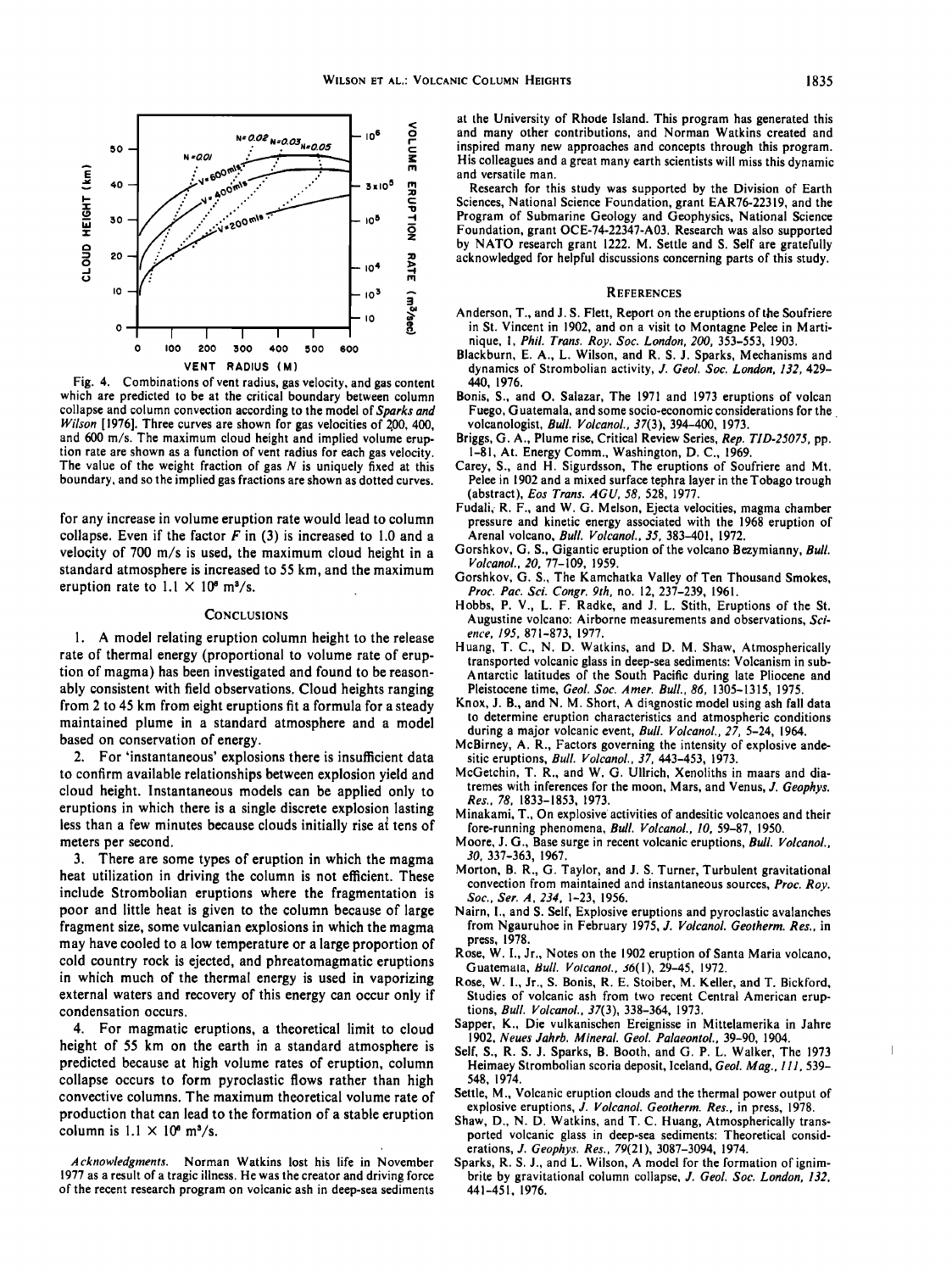Fig. 4. Combinations of vent radius, gas velocity, and gas content which are predicted to be at the critical boundary between column collapse and column convection according to the model of *Sparks and Wilson* [1976]. Three curves are shown for gas velocities of 200, 400, and 600 m/s. The maximum cloud height and implied volume eruption rate are shown as a function of vent radius for each gas velocity. The value of the weight fraction of gas $N$ is uniquely fixed at this boundary, and so the implied gas fractions are shown as dotted curves.

for any increase in volume eruption rate would lead to column collapse. Even if the factor $F$ in (3) is increased to 1.0 and a velocity of 700 m/s is used, the maximum cloud height in a standard atmosphere is increased to 55 km, and the maximum eruption rate to $1.1 \times 10^6$ m$^3$/s.

## Conclusions

1. A model relating eruption column height to the release rate of thermal energy (proportional to volume rate of eruption of magma) has been investigated and found to be reasonably consistent with field observations. Cloud heights ranging from 2 to 45 km from eight eruptions fit a formula for a steady maintained plume in a standard atmosphere and a model based on conservation of energy.

2. For 'instantaneous' explosions there is insufficient data to confirm available relationships between explosion yield and cloud height. Instantaneous models can be applied only to eruptions in which there is a single discrete explosion lasting less than a few minutes because clouds initially rise at tens of meters per second.

3. There are some types of eruption in which the magma heat utilization in driving the column is not efficient. These include Strombolian eruptions where the fragmentation is poor and little heat is given to the column because of large fragment size, some vulcanian explosions in which the magma may have cooled to a low temperature or a large proportion of cold country rock is ejected, and phreatomagmatic eruptions in which much of the thermal energy is used in vaporizing external waters and recovery of this energy can occur only if condensation occurs.

4. For magmatic eruptions, a theoretical limit to cloud height of 55 km on the earth in a standard atmosphere is predicted because at high volume rates of eruption, column collapse occurs to form pyroclastic flows rather than high convective columns. The maximum theoretical volume rate of production that can lead to the formation of a stable eruption column is $1.1 \times 10^6$ m$^3$/s.

*Acknowledgments.* Norman Watkins lost his life in November 1977 as a result of a tragic illness. He was the creator and driving force of the recent research program on volcanic ash in deep-sea sediments at the University of Rhode Island. This program has generated this and many other contributions, and Norman Watkins created and inspired many new approaches and concepts through this program. His colleagues and a great many earth scientists will miss this dynamic and versatile man.

Research for this study was supported by the Division of Earth Sciences, National Science Foundation, grant EAR76-22319, and the Program of Submarine Geology and Geophysics, National Science Foundation, grant OCE-74-22347-A03. Research was also supported by NATO research grant 1222. M. Settle and S. Self are gratefully acknowledged for helpful discussions concerning parts of this study.

## References

Anderson, T., and J. S. Flett, Report on the eruptions of the Soufriere in St. Vincent in 1902, and on a visit to Montagne Pelee in Martinique, 1, *Phil. Trans. Roy. Soc. London, 200,* 353–553, 1903.

Blackburn, E. A., L. Wilson, and R. S. J. Sparks, Mechanisms and dynamics of Strombolian activity, *J. Geol. Soc. London, 132,* 429–440, 1976.

Bonis, S., and O. Salazar, The 1971 and 1973 eruptions of volcan Fuego, Guatemala, and some socio-economic considerations for the volcanologist, *Bull. Volcanol., 37*(3), 394–400, 1973.

Briggs, G. A., Plume rise, Critical Review Series, *Rep. TID-25075,* pp. 1–81, At. Energy Comm., Washington, D. C., 1969.

Carey, S., and H. Sigurdsson, The eruptions of Soufriere and Mt. Pelee in 1902 and a mixed surface tephra layer in the Tobago trough (abstract), *Eos Trans. AGU, 58,* 528, 1977.

Fudali, R. F., and W. G. Melson, Ejecta velocities, magma chamber pressure and kinetic energy associated with the 1968 eruption of Arenal volcano, *Bull. Volcanol., 35,* 383–401, 1972.

Gorshkov, G. S., Gigantic eruption of the volcano Bezymianny, *Bull. Volcanol., 20,* 77–109, 1959.

Gorshkov, G. S., The Kamchatka Valley of Ten Thousand Smokes, *Proc. Pac. Sci. Congr. 9th,* no. 12, 237–239, 1961.

Hobbs, P. V., L. F. Radke, and J. L. Stith, Eruptions of the St. Augustine volcano: Airborne measurements and observations, *Science, 195,* 871–873, 1977.

Huang, T. C., N. D. Watkins, and D. M. Shaw, Atmospherically transported volcanic glass in deep-sea sediments: Volcanism in sub-Antarctic latitudes of the South Pacific during late Pliocene and Pleistocene time, *Geol. Soc. Amer. Bull., 86,* 1305–1315, 1975.

Knox, J. B., and N. M. Short, A diagnostic model using ash fall data to determine eruption characteristics and atmospheric conditions during a major volcanic event, *Bull. Volcanol., 27,* 5–24, 1964.

McBirney, A. R., Factors governing the intensity of explosive andesitic eruptions, *Bull. Volcanol., 37,* 443–453, 1973.

McGetchin, T. R., and W. G. Ullrich, Xenoliths in maars and diatremes with inferences for the moon, Mars, and Venus, *J. Geophys. Res., 78,* 1833–1853, 1973.

Minakami, T., On explosive activities of andesitic volcanoes and their fore-running phenomena, *Bull. Volcanol., 10,* 59–87, 1950.

Moore, J. G., Base surge in recent volcanic eruptions, *Bull. Volcanol., 30,* 337–363, 1967.

Morton, B. R., G. Taylor, and J. S. Turner, Turbulent gravitational convection from maintained and instantaneous sources, *Proc. Roy. Soc., Ser. A, 234,* 1–23, 1956.

Nairn, I., and S. Self, Explosive eruptions and pyroclastic avalanches from Ngauruhoe in February 1975, *J. Volcanol. Geotherm. Res.,* in press, 1978.

Rose, W. I., Jr., Notes on the 1902 eruption of Santa Maria volcano, Guatemala, *Bull. Volcanol., 36*(1), 29–45, 1972.

Rose, W. I., Jr., S. Bonis, R. E. Stoiber, M. Keller, and T. Bickford, Studies of volcanic ash from two recent Central American eruptions, *Bull. Volcanol., 37*(3), 338–364, 1973.

Sapper, K., Die vulkanischen Ereignisse in Mittelamerika in Jahre 1902, *Neues Jahrb. Mineral. Geol. Palaeontol.,* 39–90, 1904.

Self, S., R. S. J. Sparks, B. Booth, and G. P. L. Walker, The 1973 Heimaey Strombolian scoria deposit, Iceland, *Geol. Mag., 111,* 539–548, 1974.

Settle, M., Volcanic eruption clouds and the thermal power output of explosive eruptions, *J. Volcanol. Geotherm. Res.,* in press, 1978.

Shaw, D., N. D. Watkins, and T. C. Huang, Atmospherically transported volcanic glass in deep-sea sediments: Theoretical considerations, *J. Geophys. Res., 79*(21), 3087–3094, 1974.

Sparks, R. S. J., and L. Wilson, A model for the formation of ignimbrite by gravitational column collapse, *J. Geol. Soc. London, 132,* 441–451, 1976.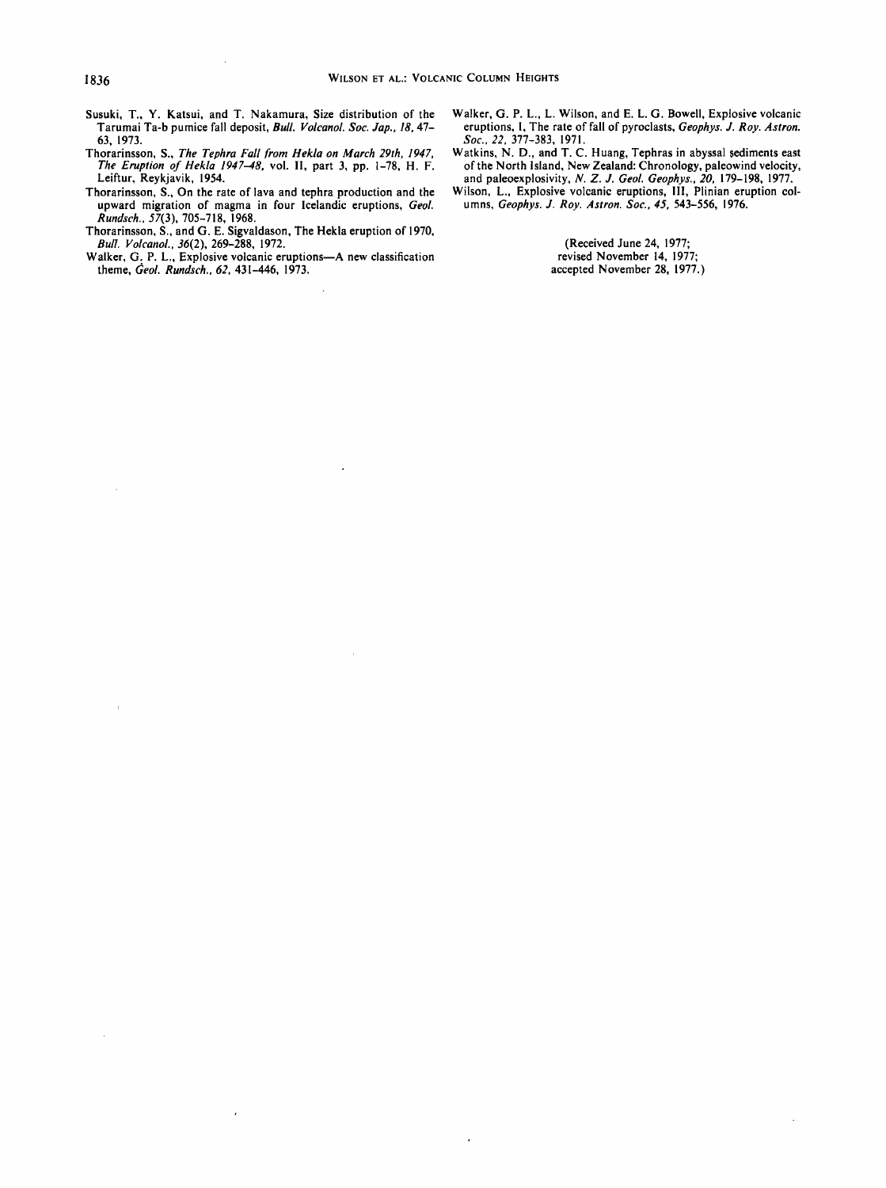Susuki, T., Y. Katsui, and T. Nakamura, Size distribution of the Tarumai Ta-b pumice fall deposit, *Bull. Volcanol. Soc. Jap.*, *18*, 47–63, 1973.

Thorarinsson, S., *The Tephra Fall from Hekla on March 29th, 1947, The Eruption of Hekla 1947–48*, vol. II, part 3, pp. 1–78, H. F. Leiftur, Reykjavik, 1954.

Thorarinsson, S., On the rate of lava and tephra production and the upward migration of magma in four Icelandic eruptions, *Geol. Rundsch.*, *57*(3), 705–718, 1968.

Thorarinsson, S., and G. E. Sigvaldason, The Hekla eruption of 1970, *Bull. Volcanol.*, *36*(2), 269–288, 1972.

Walker, G. P. L., Explosive volcanic eruptions—A new classification theme, *Geol. Rundsch.*, *62*, 431–446, 1973.

Walker, G. P. L., L. Wilson, and E. L. G. Bowell, Explosive volcanic eruptions, I, The rate of fall of pyroclasts, *Geophys. J. Roy. Astron. Soc.*, *22*, 377–383, 1971.

Watkins, N. D., and T. C. Huang, Tephras in abyssal sediments east of the North Island, New Zealand: Chronology, paleowind velocity, and paleoexplosivity, *N. Z. J. Geol. Geophys.*, *20*, 179–198, 1977.

Wilson, L., Explosive volcanic eruptions, III, Plinian eruption columns, *Geophys. J. Roy. Astron. Soc.*, *45*, 543–556, 1976.

(Received June 24, 1977;
revised November 14, 1977;
accepted November 28, 1977.)